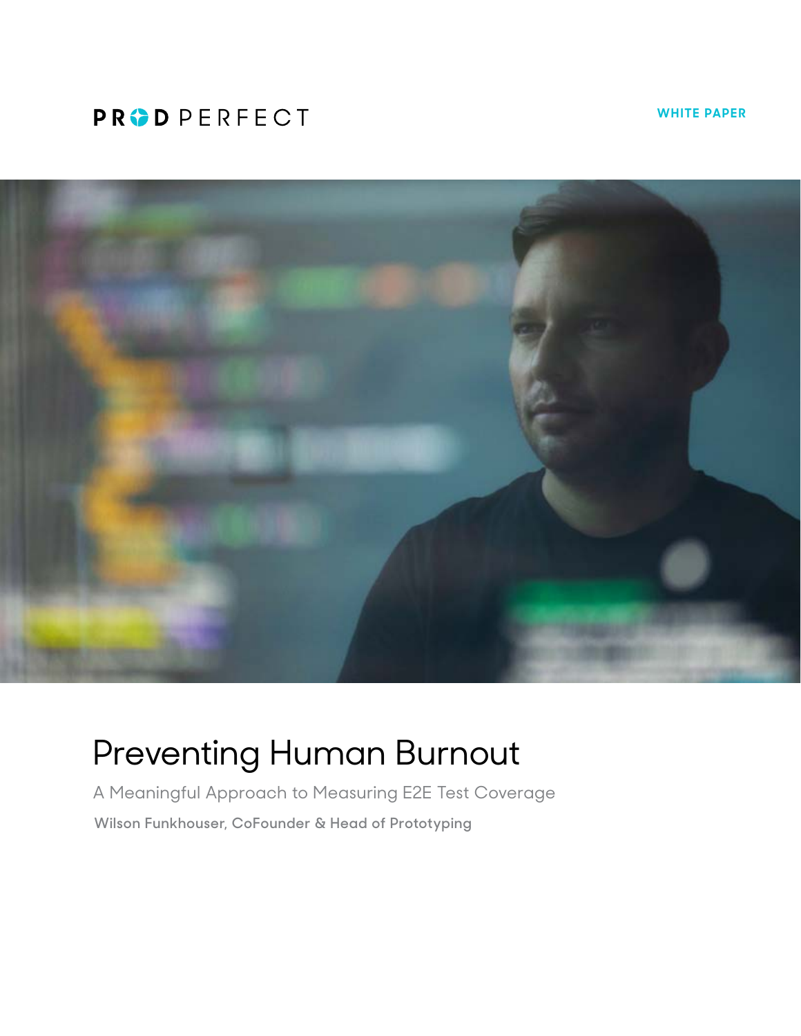PRODPERFECT

WHITE PAPER

# Preventing Human Burnout

A Meaningful Approach to Measuring E2E Test Coverage

Wilson Funkhouser, CoFounder & Head of Prototyping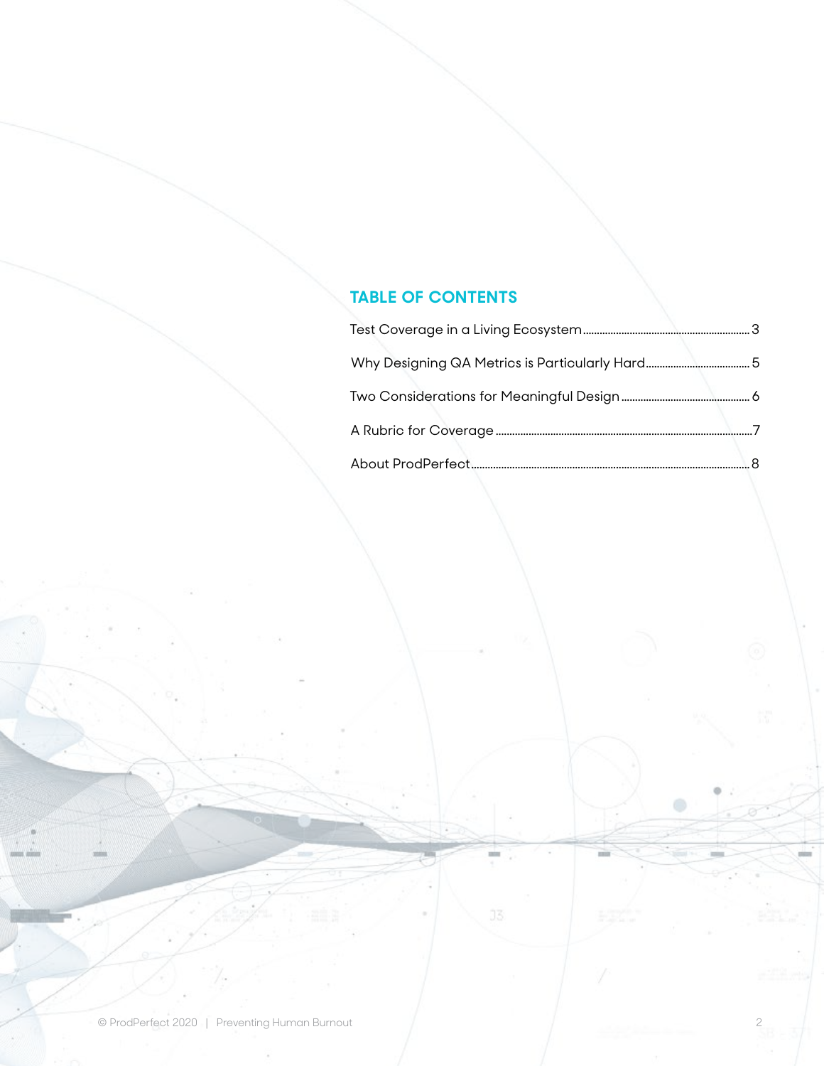## TABLE OF CONTENTS

Test Coverage in a Living Ecosystem .......... 3

Why Designing QA Metrics is Particularly Hard .......... 5

Two Considerations for Meaningful Design .......... 6

A Rubric for Coverage .......... 7

About ProdPerfect .......... 8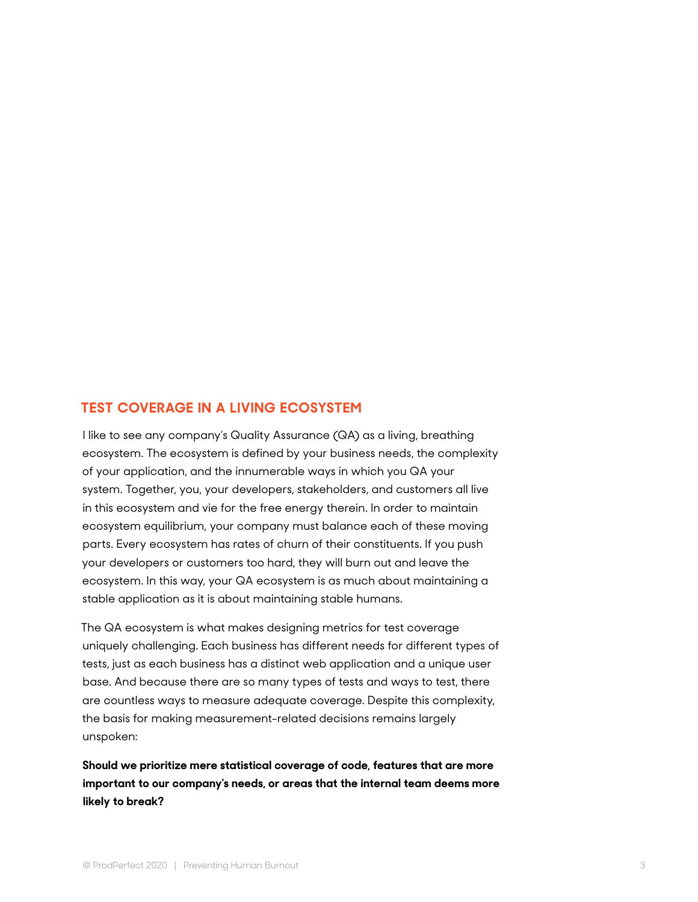## TEST COVERAGE IN A LIVING ECOSYSTEM

I like to see any company's Quality Assurance (QA) as a living, breathing ecosystem. The ecosystem is defined by your business needs, the complexity of your application, and the innumerable ways in which you QA your system. Together, you, your developers, stakeholders, and customers all live in this ecosystem and vie for the free energy therein. In order to maintain ecosystem equilibrium, your company must balance each of these moving parts. Every ecosystem has rates of churn of their constituents. If you push your developers or customers too hard, they will burn out and leave the ecosystem. In this way, your QA ecosystem is as much about maintaining a stable application as it is about maintaining stable humans.

The QA ecosystem is what makes designing metrics for test coverage uniquely challenging. Each business has different needs for different types of tests, just as each business has a distinct web application and a unique user base. And because there are so many types of tests and ways to test, there are countless ways to measure adequate coverage. Despite this complexity, the basis for making measurement-related decisions remains largely unspoken:

**Should we prioritize mere statistical coverage of code, features that are more important to our company's needs, or areas that the internal team deems more likely to break?**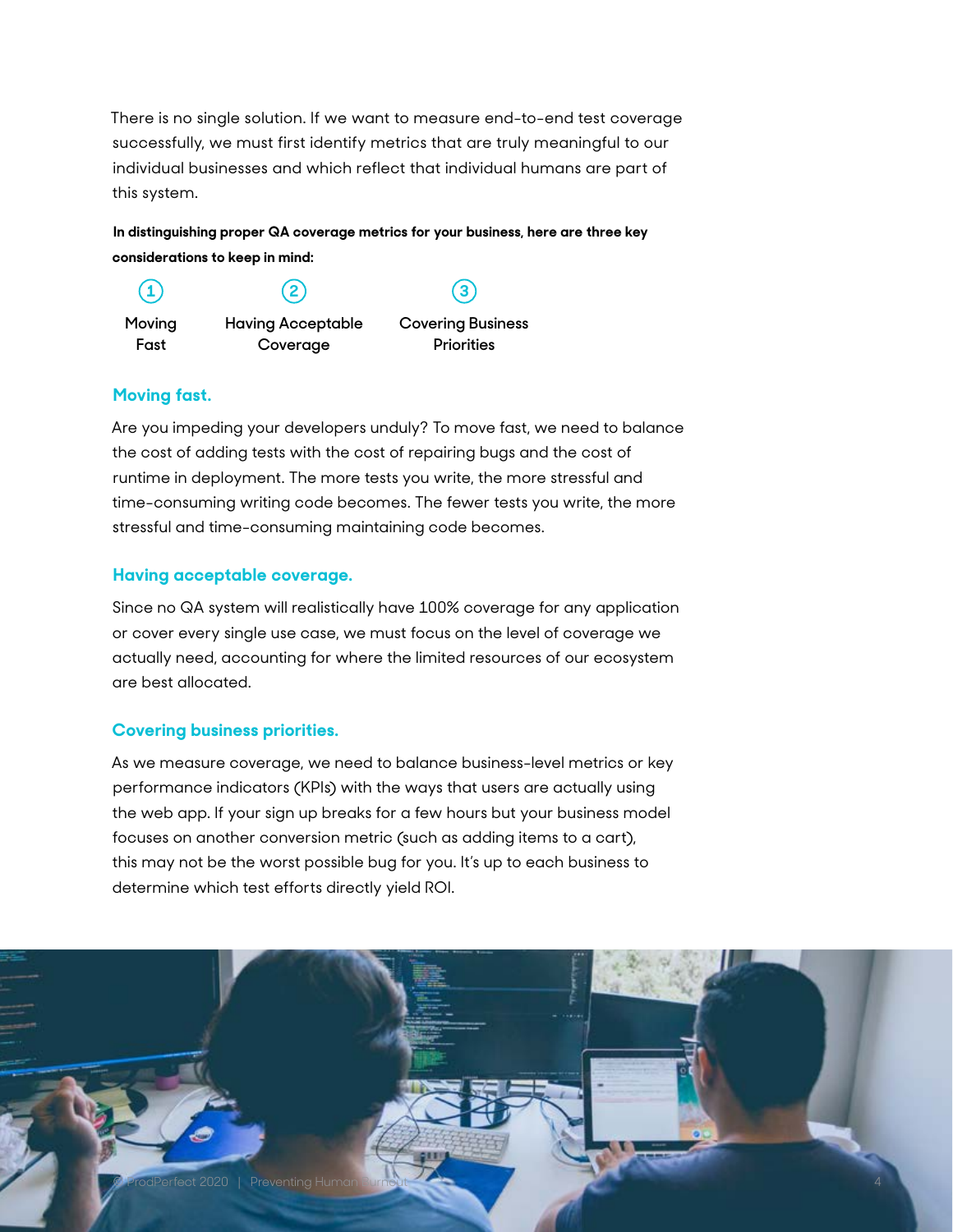There is no single solution. If we want to measure end-to-end test coverage successfully, we must first identify metrics that are truly meaningful to our individual businesses and which reflect that individual humans are part of this system.

**In distinguishing proper QA coverage metrics for your business, here are three key considerations to keep in mind:**

1. Moving Fast
2. Having Acceptable Coverage
3. Covering Business Priorities

### Moving fast.

Are you impeding your developers unduly? To move fast, we need to balance the cost of adding tests with the cost of repairing bugs and the cost of runtime in deployment. The more tests you write, the more stressful and time-consuming writing code becomes. The fewer tests you write, the more stressful and time-consuming maintaining code becomes.

### Having acceptable coverage.

Since no QA system will realistically have 100% coverage for any application or cover every single use case, we must focus on the level of coverage we actually need, accounting for where the limited resources of our ecosystem are best allocated.

### Covering business priorities.

As we measure coverage, we need to balance business-level metrics or key performance indicators (KPIs) with the ways that users are actually using the web app. If your sign up breaks for a few hours but your business model focuses on another conversion metric (such as adding items to a cart), this may not be the worst possible bug for you. It's up to each business to determine which test efforts directly yield ROI.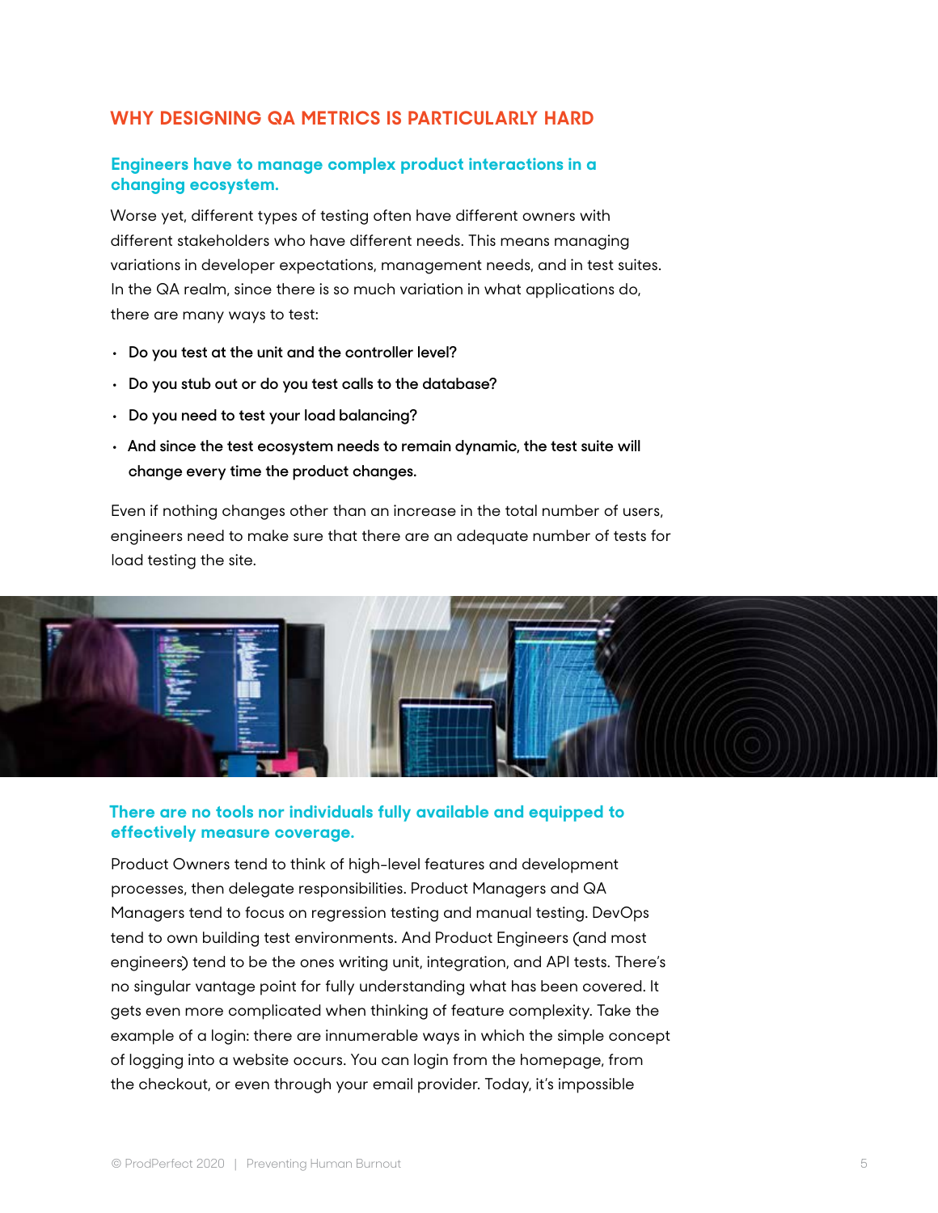## WHY DESIGNING QA METRICS IS PARTICULARLY HARD

### Engineers have to manage complex product interactions in a changing ecosystem.

Worse yet, different types of testing often have different owners with different stakeholders who have different needs. This means managing variations in developer expectations, management needs, and in test suites. In the QA realm, since there is so much variation in what applications do, there are many ways to test:

- **Do you test at the unit and the controller level?**
- **Do you stub out or do you test calls to the database?**
- **Do you need to test your load balancing?**
- **And since the test ecosystem needs to remain dynamic, the test suite will change every time the product changes.**

Even if nothing changes other than an increase in the total number of users, engineers need to make sure that there are an adequate number of tests for load testing the site.

### There are no tools nor individuals fully available and equipped to effectively measure coverage.

Product Owners tend to think of high-level features and development processes, then delegate responsibilities. Product Managers and QA Managers tend to focus on regression testing and manual testing. DevOps tend to own building test environments. And Product Engineers (and most engineers) tend to be the ones writing unit, integration, and API tests. There's no singular vantage point for fully understanding what has been covered. It gets even more complicated when thinking of feature complexity. Take the example of a login: there are innumerable ways in which the simple concept of logging into a website occurs. You can login from the homepage, from the checkout, or even through your email provider. Today, it's impossible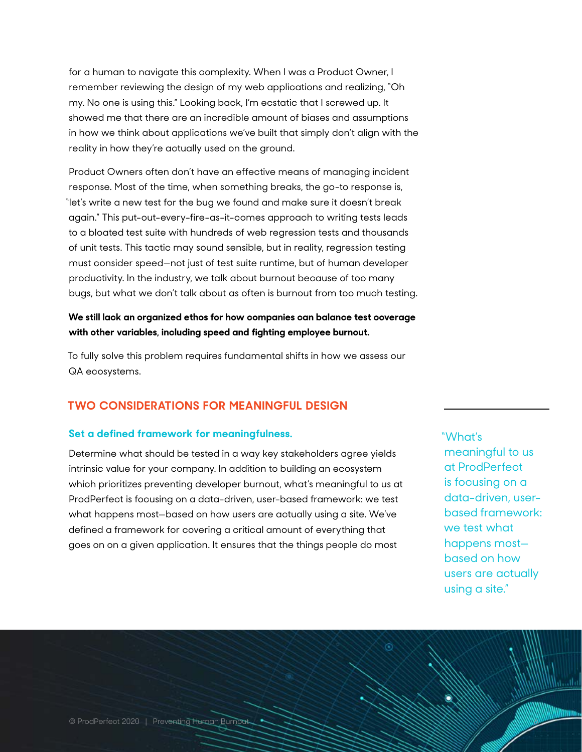for a human to navigate this complexity. When I was a Product Owner, I remember reviewing the design of my web applications and realizing, "Oh my. No one is using this." Looking back, I'm ecstatic that I screwed up. It showed me that there are an incredible amount of biases and assumptions in how we think about applications we've built that simply don't align with the reality in how they're actually used on the ground.

Product Owners often don't have an effective means of managing incident response. Most of the time, when something breaks, the go-to response is, "let's write a new test for the bug we found and make sure it doesn't break again." This put-out-every-fire-as-it-comes approach to writing tests leads to a bloated test suite with hundreds of web regression tests and thousands of unit tests. This tactic may sound sensible, but in reality, regression testing must consider speed—not just of test suite runtime, but of human developer productivity. In the industry, we talk about burnout because of too many bugs, but what we don't talk about as often is burnout from too much testing.

**We still lack an organized ethos for how companies can balance test coverage with other variables, including speed and fighting employee burnout.**

To fully solve this problem requires fundamental shifts in how we assess our QA ecosystems.

## TWO CONSIDERATIONS FOR MEANINGFUL DESIGN

### Set a defined framework for meaningfulness.

Determine what should be tested in a way key stakeholders agree yields intrinsic value for your company. In addition to building an ecosystem which prioritizes preventing developer burnout, what's meaningful to us at ProdPerfect is focusing on a data-driven, user-based framework: we test what happens most—based on how users are actually using a site. We've defined a framework for covering a critical amount of everything that goes on on a given application. It ensures that the things people do most

> "What's meaningful to us at ProdPerfect is focusing on a data-driven, user-based framework: we test what happens most—based on how users are actually using a site."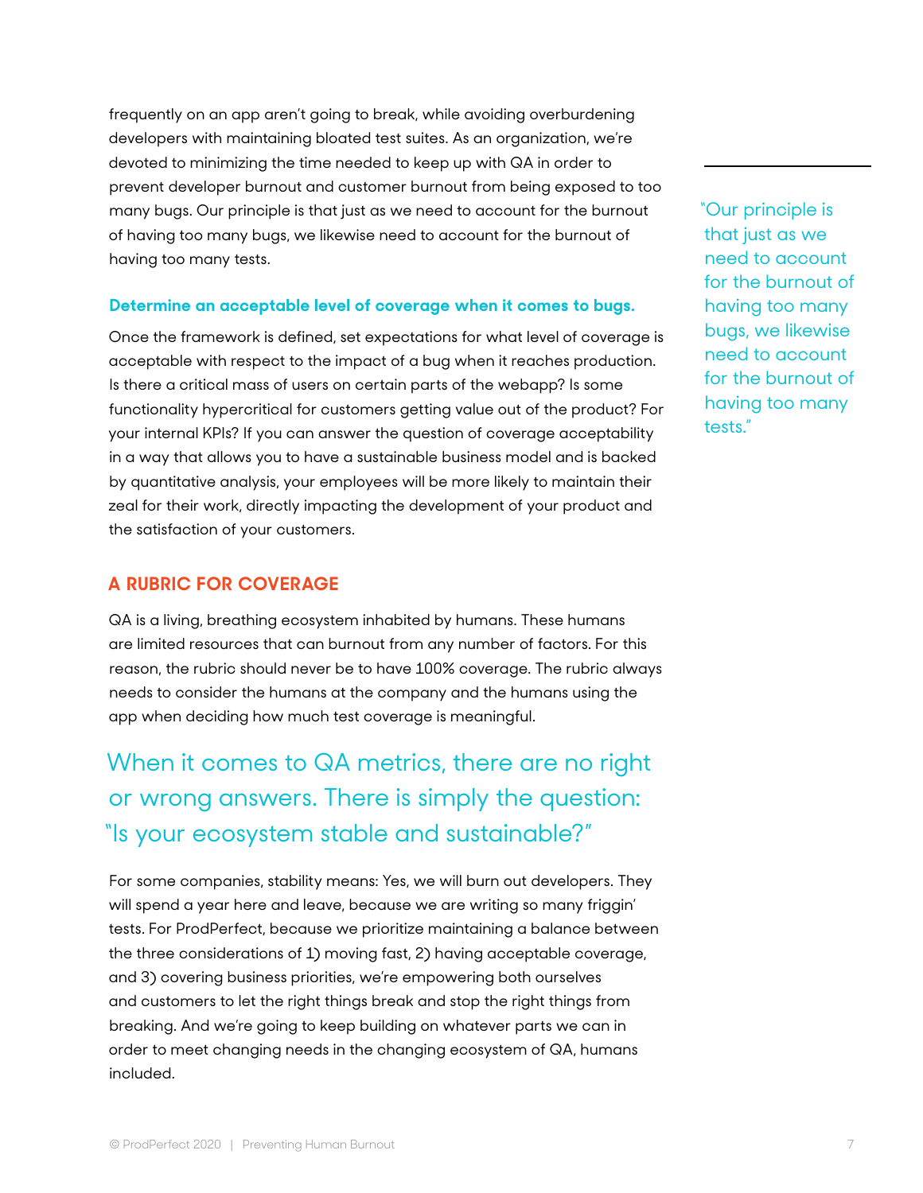frequently on an app aren't going to break, while avoiding overburdening developers with maintaining bloated test suites. As an organization, we're devoted to minimizing the time needed to keep up with QA in order to prevent developer burnout and customer burnout from being exposed to too many bugs. Our principle is that just as we need to account for the burnout of having too many bugs, we likewise need to account for the burnout of having too many tests.

> "Our principle is that just as we need to account for the burnout of having too many bugs, we likewise need to account for the burnout of having too many tests."

**Determine an acceptable level of coverage when it comes to bugs.**

Once the framework is defined, set expectations for what level of coverage is acceptable with respect to the impact of a bug when it reaches production. Is there a critical mass of users on certain parts of the webapp? Is some functionality hypercritical for customers getting value out of the product? For your internal KPIs? If you can answer the question of coverage acceptability in a way that allows you to have a sustainable business model and is backed by quantitative analysis, your employees will be more likely to maintain their zeal for their work, directly impacting the development of your product and the satisfaction of your customers.

## A RUBRIC FOR COVERAGE

QA is a living, breathing ecosystem inhabited by humans. These humans are limited resources that can burnout from any number of factors. For this reason, the rubric should never be to have 100% coverage. The rubric always needs to consider the humans at the company and the humans using the app when deciding how much test coverage is meaningful.

> When it comes to QA metrics, there are no right or wrong answers. There is simply the question: "Is your ecosystem stable and sustainable?"

For some companies, stability means: Yes, we will burn out developers. They will spend a year here and leave, because we are writing so many friggin' tests. For ProdPerfect, because we prioritize maintaining a balance between the three considerations of 1) moving fast, 2) having acceptable coverage, and 3) covering business priorities, we're empowering both ourselves and customers to let the right things break and stop the right things from breaking. And we're going to keep building on whatever parts we can in order to meet changing needs in the changing ecosystem of QA, humans included.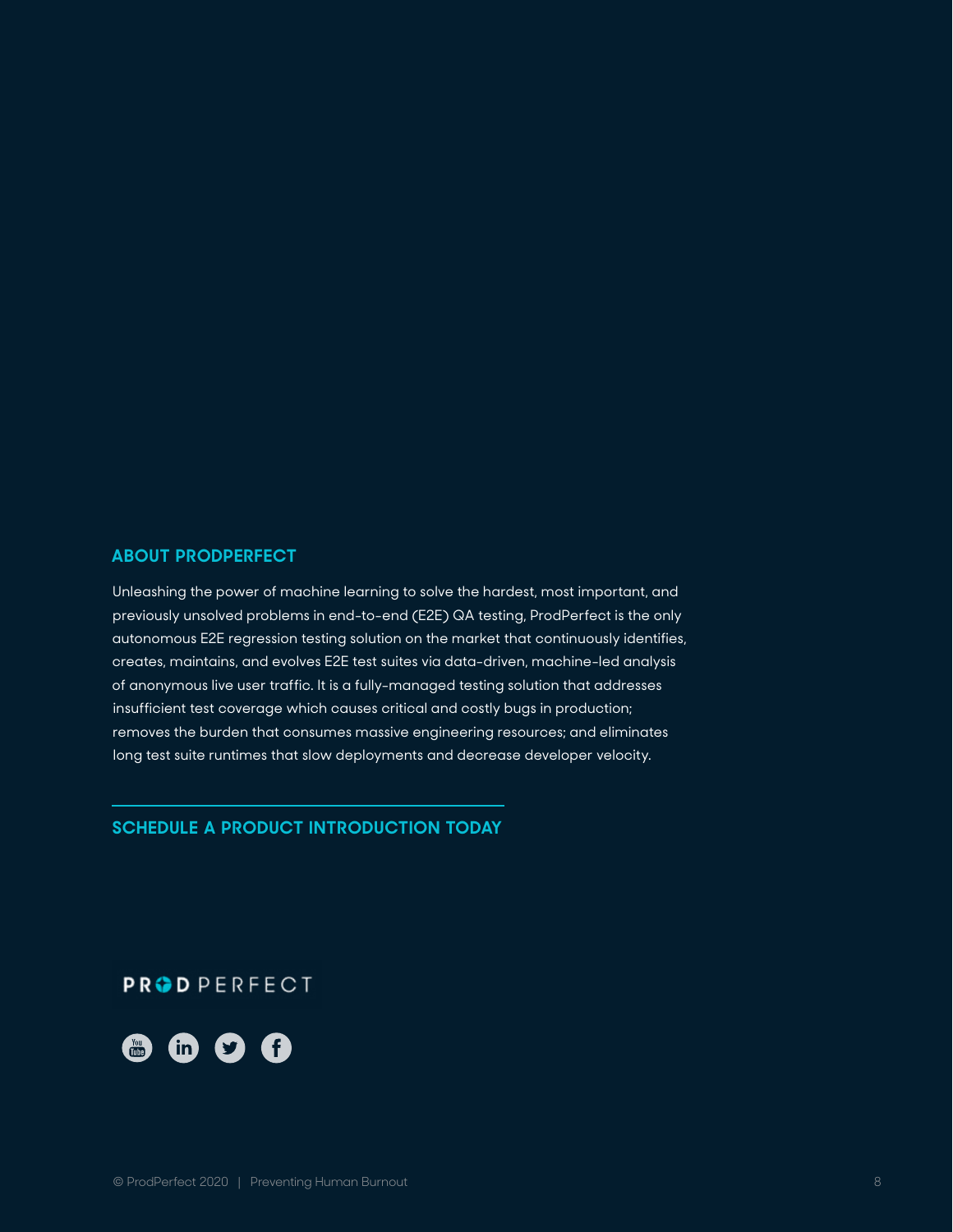## ABOUT PRODPERFECT

Unleashing the power of machine learning to solve the hardest, most important, and previously unsolved problems in end-to-end (E2E) QA testing, ProdPerfect is the only autonomous E2E regression testing solution on the market that continuously identifies, creates, maintains, and evolves E2E test suites via data-driven, machine-led analysis of anonymous live user traffic. It is a fully-managed testing solution that addresses insufficient test coverage which causes critical and costly bugs in production; removes the burden that consumes massive engineering resources; and eliminates long test suite runtimes that slow deployments and decrease developer velocity.

**SCHEDULE A PRODUCT INTRODUCTION TODAY**

PRODPERFECT